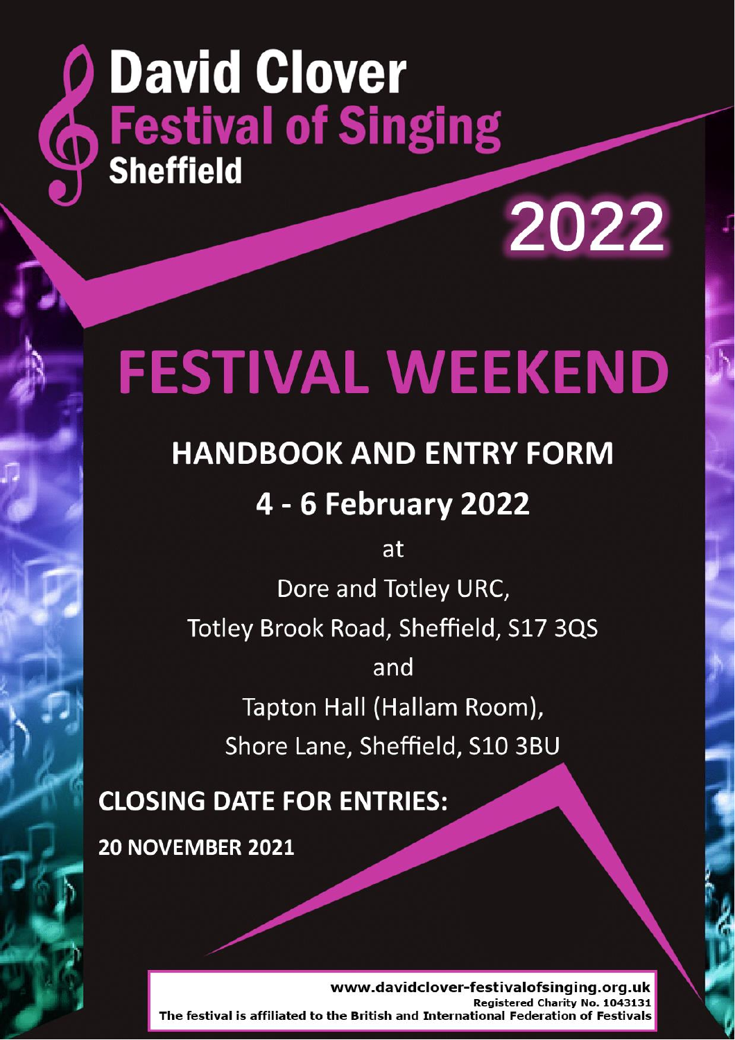# David Clover Festival of Singing

**Sheffield**

**2022**

# FESTIVAL WEEKEND

## HANDBOOK AND ENTRY FORM

## 4 - 6 February 2022

at

Dore and Totley URC,

Totley Brook Road, Sheffield, S17 3QS

and

Tapton Hall (Hallam Room),

Shore Lane, Sheffield, S10 3BU

**CLOSING DATE FOR ENTRIES:**

**20 NOVEMBER 2021**

**www.davidclover-festivalofsinging.org.uk**

**Registered Charity No. 1043131**

**The festival is affiliated to the British and International Federation of Festivals**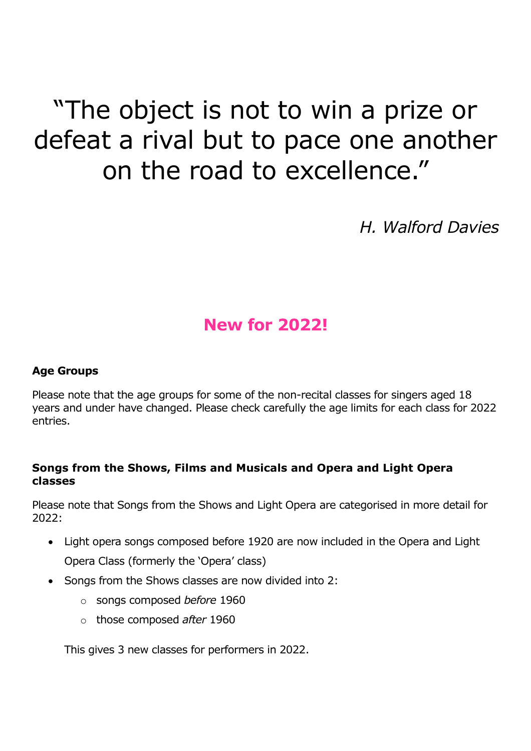# "The object is not to win a prize or defeat a rival but to pace one another on the road to excellence."

*H. Walford Davies*

## New for 2022!

### Age Groups

Please note that the age groups for some of the non-recital classes for singers aged 18 years and under have changed. Please check carefully the age limits for each class for 2022 entries.

### Songs from the Shows, Films and Musicals and Opera and Light Opera classes

Please note that Songs from the Shows and Light Opera are categorised in more detail for 2022:

- Light opera songs composed before 1920 are now included in the Opera and Light Opera Class (formerly the 'Opera' class)
- Songs from the Shows classes are now divided into 2:
  - songs composed *before* 1960
  - those composed *after* 1960

This gives 3 new classes for performers in 2022.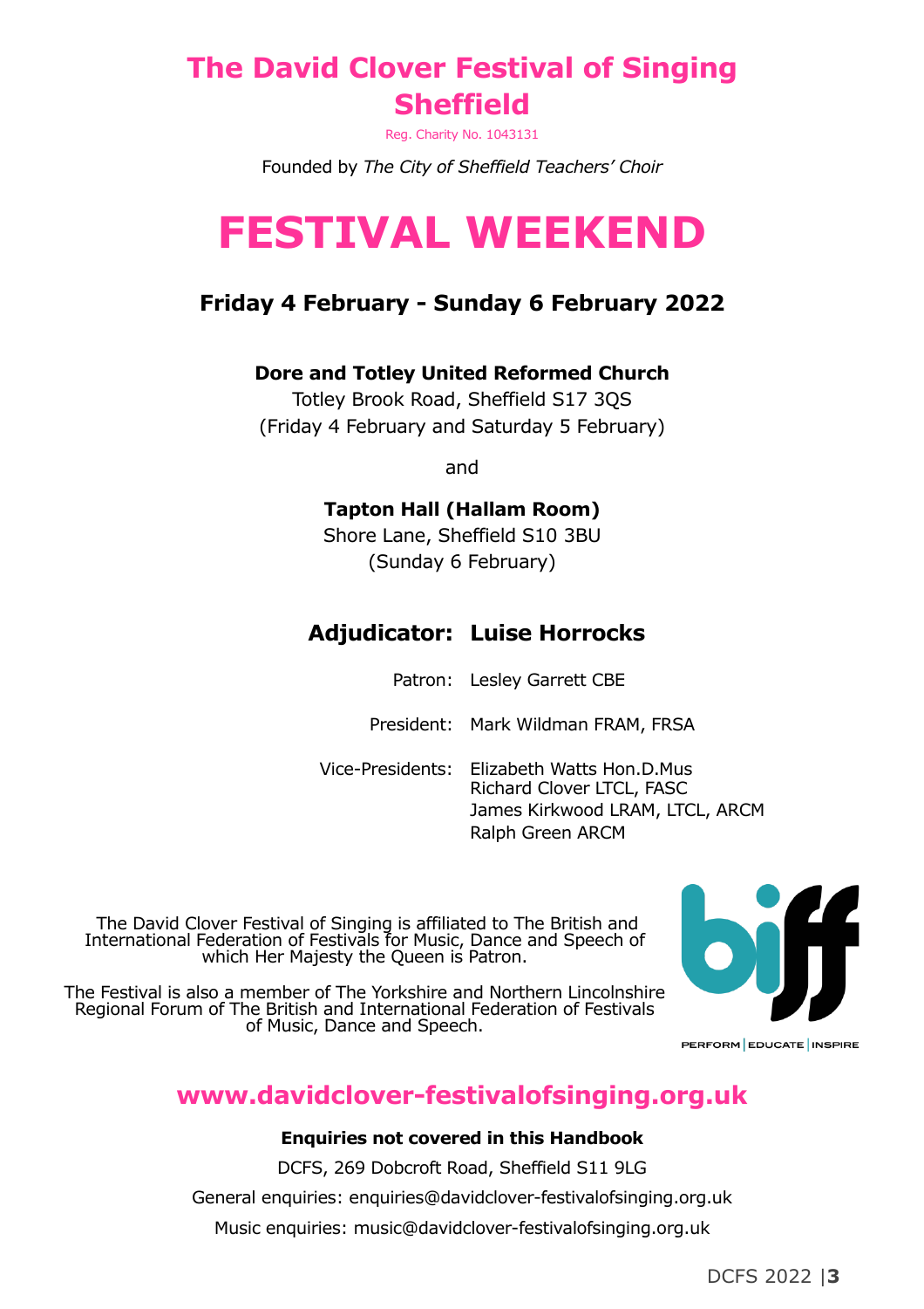# The David Clover Festival of Singing Sheffield

Reg. Charity No. 1043131

Founded by *The City of Sheffield Teachers' Choir*

# FESTIVAL WEEKEND

## Friday 4 February - Sunday 6 February 2022

**Dore and Totley United Reformed Church**
Totley Brook Road, Sheffield S17 3QS
(Friday 4 February and Saturday 5 February)

and

**Tapton Hall (Hallam Room)**
Shore Lane, Sheffield S10 3BU
(Sunday 6 February)

### Adjudicator: Luise Horrocks

Patron: Lesley Garrett CBE

President: Mark Wildman FRAM, FRSA

Vice-Presidents: Elizabeth Watts Hon.D.Mus
Richard Clover LTCL, FASC
James Kirkwood LRAM, LTCL, ARCM
Ralph Green ARCM

The David Clover Festival of Singing is affiliated to The British and International Federation of Festivals for Music, Dance and Speech of which Her Majesty the Queen is Patron.

The Festival is also a member of The Yorkshire and Northern Lincolnshire Regional Forum of The British and International Federation of Festivals of Music, Dance and Speech.

biff
PERFORM | EDUCATE | INSPIRE

## www.davidclover-festivalofsinging.org.uk

**Enquiries not covered in this Handbook**

DCFS, 269 Dobcroft Road, Sheffield S11 9LG

General enquiries: enquiries@davidclover-festivalofsinging.org.uk

Music enquiries: music@davidclover-festivalofsinging.org.uk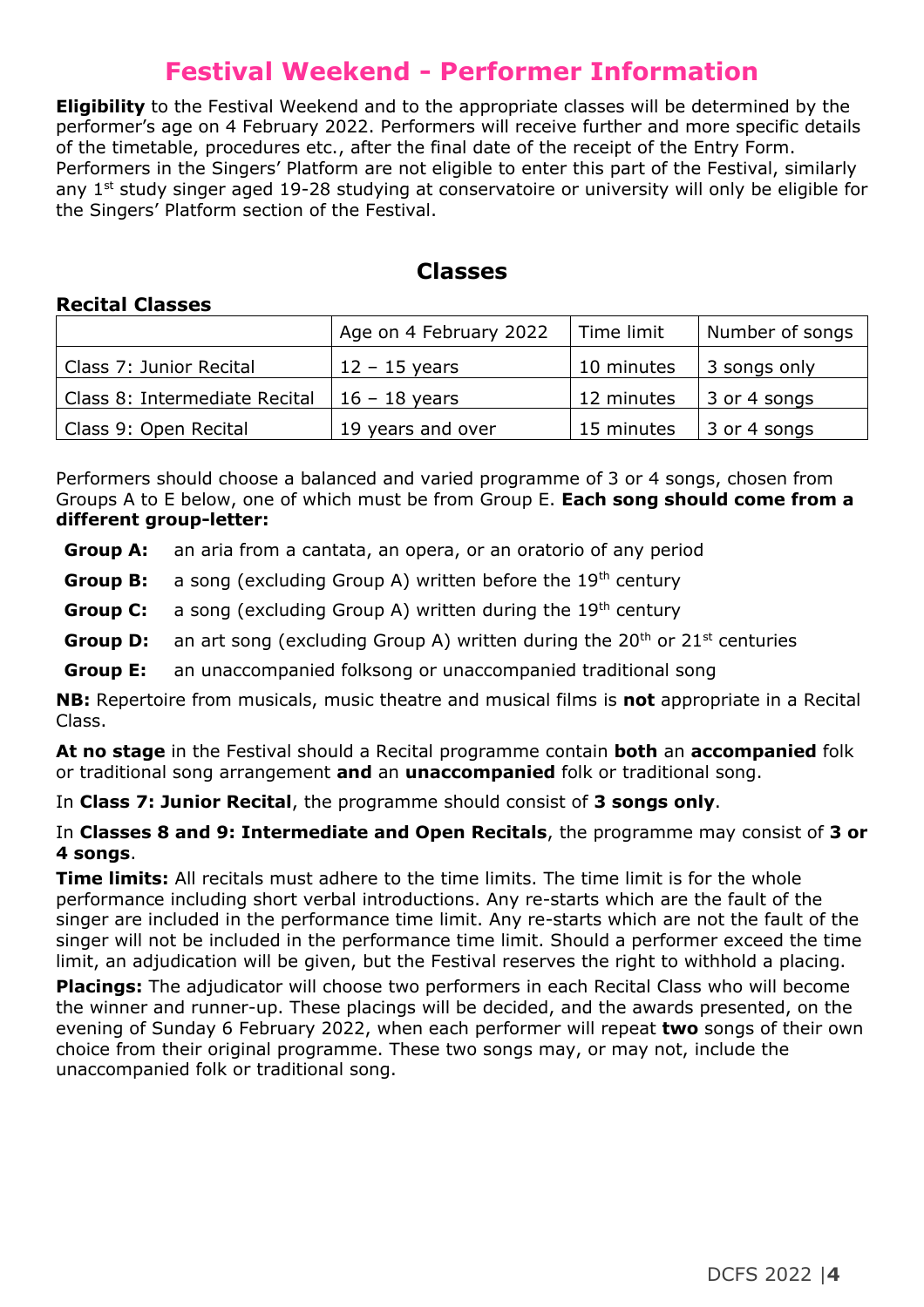# Festival Weekend - Performer Information

**Eligibility** to the Festival Weekend and to the appropriate classes will be determined by the performer's age on 4 February 2022. Performers will receive further and more specific details of the timetable, procedures etc., after the final date of the receipt of the Entry Form. Performers in the Singers' Platform are not eligible to enter this part of the Festival, similarly any 1st study singer aged 19-28 studying at conservatoire or university will only be eligible for the Singers' Platform section of the Festival.

## Classes

### Recital Classes

| | Age on 4 February 2022 | Time limit | Number of songs |
|---|---|---|---|
| Class 7: Junior Recital | 12 – 15 years | 10 minutes | 3 songs only |
| Class 8: Intermediate Recital | 16 – 18 years | 12 minutes | 3 or 4 songs |
| Class 9: Open Recital | 19 years and over | 15 minutes | 3 or 4 songs |

Performers should choose a balanced and varied programme of 3 or 4 songs, chosen from Groups A to E below, one of which must be from Group E. **Each song should come from a different group-letter:**

- **Group A:** an aria from a cantata, an opera, or an oratorio of any period
- **Group B:** a song (excluding Group A) written before the 19th century
- **Group C:** a song (excluding Group A) written during the 19th century
- **Group D:** an art song (excluding Group A) written during the 20th or 21st centuries
- **Group E:** an unaccompanied folksong or unaccompanied traditional song

**NB:** Repertoire from musicals, music theatre and musical films is **not** appropriate in a Recital Class.

**At no stage** in the Festival should a Recital programme contain **both** an **accompanied** folk or traditional song arrangement **and** an **unaccompanied** folk or traditional song.

In **Class 7: Junior Recital**, the programme should consist of **3 songs only**.

In **Classes 8 and 9: Intermediate and Open Recitals**, the programme may consist of **3 or 4 songs**.

**Time limits:** All recitals must adhere to the time limits. The time limit is for the whole performance including short verbal introductions. Any re-starts which are the fault of the singer are included in the performance time limit. Any re-starts which are not the fault of the singer will not be included in the performance time limit. Should a performer exceed the time limit, an adjudication will be given, but the Festival reserves the right to withhold a placing.

**Placings:** The adjudicator will choose two performers in each Recital Class who will become the winner and runner-up. These placings will be decided, and the awards presented, on the evening of Sunday 6 February 2022, when each performer will repeat **two** songs of their own choice from their original programme. These two songs may, or may not, include the unaccompanied folk or traditional song.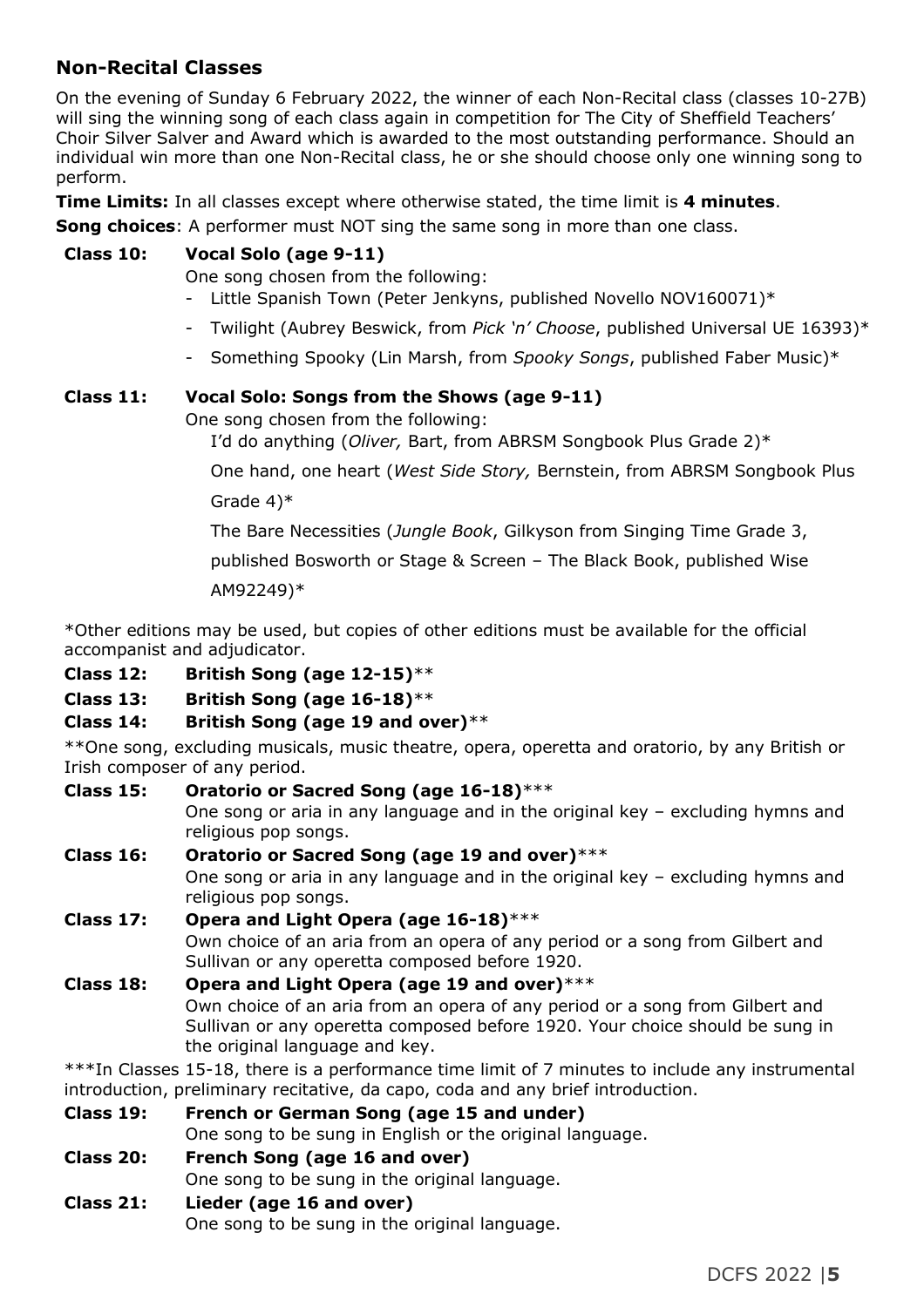## Non-Recital Classes

On the evening of Sunday 6 February 2022, the winner of each Non-Recital class (classes 10-27B) will sing the winning song of each class again in competition for The City of Sheffield Teachers' Choir Silver Salver and Award which is awarded to the most outstanding performance. Should an individual win more than one Non-Recital class, he or she should choose only one winning song to perform.

**Time Limits:** In all classes except where otherwise stated, the time limit is **4 minutes**.

**Song choices**: A performer must NOT sing the same song in more than one class.

**Class 10: Vocal Solo (age 9-11)**

One song chosen from the following:

- Little Spanish Town (Peter Jenkyns, published Novello NOV160071)*
- Twilight (Aubrey Beswick, from *Pick 'n' Choose*, published Universal UE 16393)*
- Something Spooky (Lin Marsh, from *Spooky Songs*, published Faber Music)*

**Class 11: Vocal Solo: Songs from the Shows (age 9-11)**

One song chosen from the following:

I'd do anything (*Oliver,* Bart, from ABRSM Songbook Plus Grade 2)*

One hand, one heart (*West Side Story,* Bernstein, from ABRSM Songbook Plus Grade 4)*

The Bare Necessities (*Jungle Book*, Gilkyson from Singing Time Grade 3, published Bosworth or Stage & Screen – The Black Book, published Wise AM92249)*

*Other editions may be used, but copies of other editions must be available for the official accompanist and adjudicator.

**Class 12: British Song (age 12-15)****

**Class 13: British Song (age 16-18)****

**Class 14: British Song (age 19 and over)****

**One song, excluding musicals, music theatre, opera, operetta and oratorio, by any British or Irish composer of any period.

**Class 15: Oratorio or Sacred Song (age 16-18)*****

One song or aria in any language and in the original key – excluding hymns and religious pop songs.

**Class 16: Oratorio or Sacred Song (age 19 and over)*****

One song or aria in any language and in the original key – excluding hymns and religious pop songs.

**Class 17: Opera and Light Opera (age 16-18)*****

Own choice of an aria from an opera of any period or a song from Gilbert and Sullivan or any operetta composed before 1920.

**Class 18: Opera and Light Opera (age 19 and over)*****

Own choice of an aria from an opera of any period or a song from Gilbert and Sullivan or any operetta composed before 1920. Your choice should be sung in the original language and key.

***In Classes 15-18, there is a performance time limit of 7 minutes to include any instrumental introduction, preliminary recitative, da capo, coda and any brief introduction.

**Class 19: French or German Song (age 15 and under)**

One song to be sung in English or the original language.

**Class 20: French Song (age 16 and over)**

One song to be sung in the original language.

**Class 21: Lieder (age 16 and over)**

One song to be sung in the original language.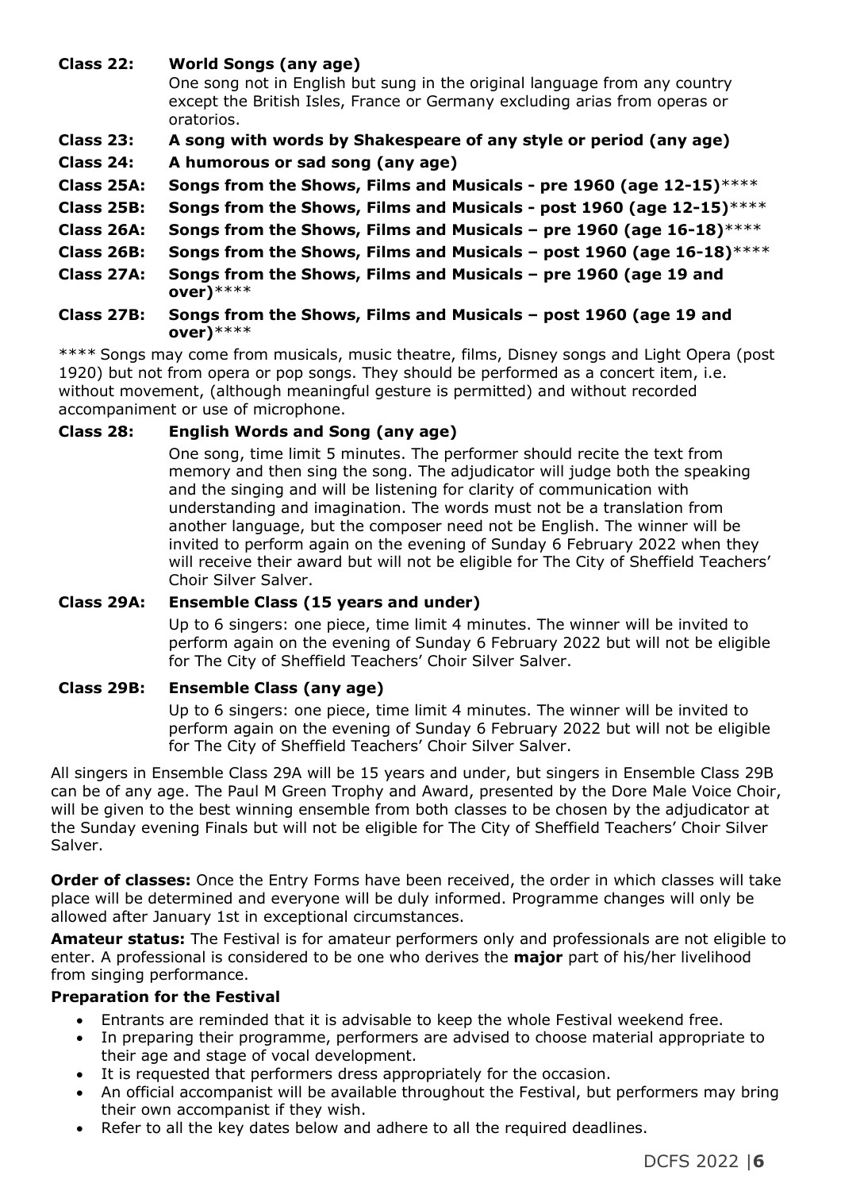**Class 22: World Songs (any age)**

One song not in English but sung in the original language from any country except the British Isles, France or Germany excluding arias from operas or oratorios.

**Class 23: A song with words by Shakespeare of any style or period (any age)**

**Class 24: A humorous or sad song (any age)**

**Class 25A: Songs from the Shows, Films and Musicals - pre 1960 (age 12-15)**\*\*\*\*

**Class 25B: Songs from the Shows, Films and Musicals - post 1960 (age 12-15)**\*\*\*\*

**Class 26A: Songs from the Shows, Films and Musicals – pre 1960 (age 16-18)**\*\*\*\*

**Class 26B: Songs from the Shows, Films and Musicals – post 1960 (age 16-18)**\*\*\*\*

**Class 27A: Songs from the Shows, Films and Musicals – pre 1960 (age 19 and over)**\*\*\*\*

**Class 27B: Songs from the Shows, Films and Musicals – post 1960 (age 19 and over)**\*\*\*\*

\*\*\*\* Songs may come from musicals, music theatre, films, Disney songs and Light Opera (post 1920) but not from opera or pop songs. They should be performed as a concert item, i.e. without movement, (although meaningful gesture is permitted) and without recorded accompaniment or use of microphone.

**Class 28: English Words and Song (any age)**

One song, time limit 5 minutes. The performer should recite the text from memory and then sing the song. The adjudicator will judge both the speaking and the singing and will be listening for clarity of communication with understanding and imagination. The words must not be a translation from another language, but the composer need not be English. The winner will be invited to perform again on the evening of Sunday 6 February 2022 when they will receive their award but will not be eligible for The City of Sheffield Teachers' Choir Silver Salver.

**Class 29A: Ensemble Class (15 years and under)**

Up to 6 singers: one piece, time limit 4 minutes. The winner will be invited to perform again on the evening of Sunday 6 February 2022 but will not be eligible for The City of Sheffield Teachers' Choir Silver Salver.

**Class 29B: Ensemble Class (any age)**

Up to 6 singers: one piece, time limit 4 minutes. The winner will be invited to perform again on the evening of Sunday 6 February 2022 but will not be eligible for The City of Sheffield Teachers' Choir Silver Salver.

All singers in Ensemble Class 29A will be 15 years and under, but singers in Ensemble Class 29B can be of any age. The Paul M Green Trophy and Award, presented by the Dore Male Voice Choir, will be given to the best winning ensemble from both classes to be chosen by the adjudicator at the Sunday evening Finals but will not be eligible for The City of Sheffield Teachers' Choir Silver Salver.

**Order of classes:** Once the Entry Forms have been received, the order in which classes will take place will be determined and everyone will be duly informed. Programme changes will only be allowed after January 1st in exceptional circumstances.

**Amateur status:** The Festival is for amateur performers only and professionals are not eligible to enter. A professional is considered to be one who derives the **major** part of his/her livelihood from singing performance.

**Preparation for the Festival**

- Entrants are reminded that it is advisable to keep the whole Festival weekend free.
- In preparing their programme, performers are advised to choose material appropriate to their age and stage of vocal development.
- It is requested that performers dress appropriately for the occasion.
- An official accompanist will be available throughout the Festival, but performers may bring their own accompanist if they wish.
- Refer to all the key dates below and adhere to all the required deadlines.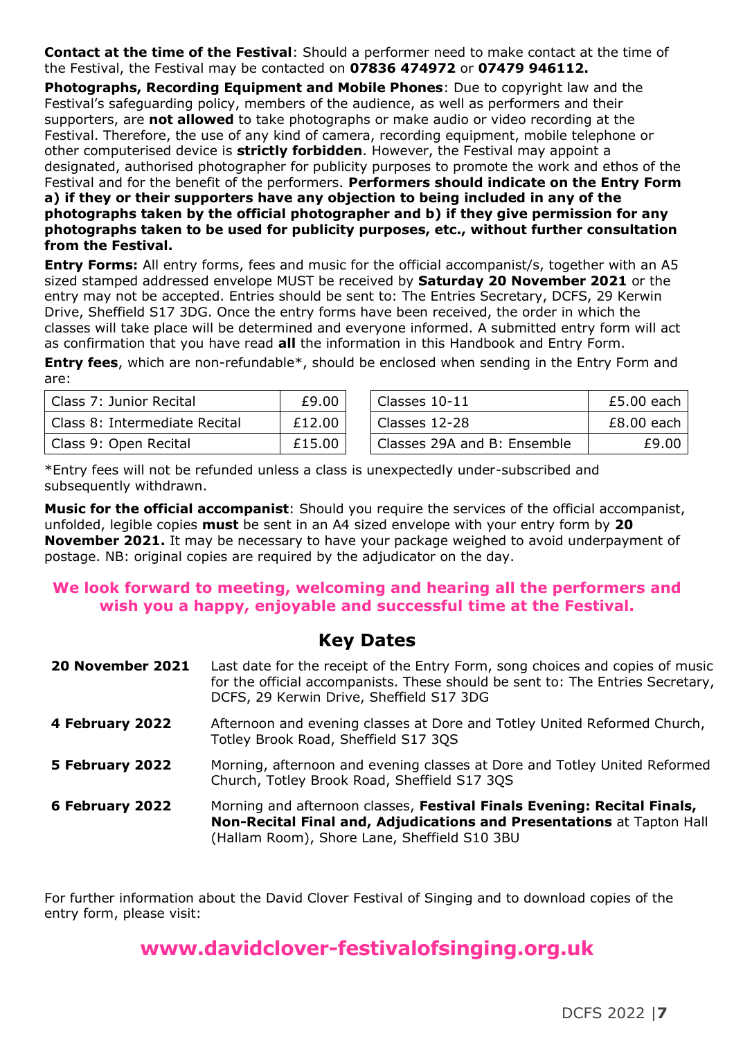**Contact at the time of the Festival**: Should a performer need to make contact at the time of the Festival, the Festival may be contacted on **07836 474972** or **07479 946112.**

**Photographs, Recording Equipment and Mobile Phones**: Due to copyright law and the Festival's safeguarding policy, members of the audience, as well as performers and their supporters, are **not allowed** to take photographs or make audio or video recording at the Festival. Therefore, the use of any kind of camera, recording equipment, mobile telephone or other computerised device is **strictly forbidden**. However, the Festival may appoint a designated, authorised photographer for publicity purposes to promote the work and ethos of the Festival and for the benefit of the performers. **Performers should indicate on the Entry Form a) if they or their supporters have any objection to being included in any of the photographs taken by the official photographer and b) if they give permission for any photographs taken to be used for publicity purposes, etc., without further consultation from the Festival.**

**Entry Forms:** All entry forms, fees and music for the official accompanist/s, together with an A5 sized stamped addressed envelope MUST be received by **Saturday 20 November 2021** or the entry may not be accepted. Entries should be sent to: The Entries Secretary, DCFS, 29 Kerwin Drive, Sheffield S17 3DG. Once the entry forms have been received, the order in which the classes will take place will be determined and everyone informed. A submitted entry form will act as confirmation that you have read **all** the information in this Handbook and Entry Form.

**Entry fees**, which are non-refundable*, should be enclosed when sending in the Entry Form and are:

| | |
|---|---|
| Class 7: Junior Recital | £9.00 |
| Class 8: Intermediate Recital | £12.00 |
| Class 9: Open Recital | £15.00 |

| | |
|---|---|
| Classes 10-11 | £5.00 each |
| Classes 12-28 | £8.00 each |
| Classes 29A and B: Ensemble | £9.00 |

*Entry fees will not be refunded unless a class is unexpectedly under-subscribed and subsequently withdrawn.

**Music for the official accompanist**: Should you require the services of the official accompanist, unfolded, legible copies **must** be sent in an A4 sized envelope with your entry form by **20 November 2021.** It may be necessary to have your package weighed to avoid underpayment of postage. NB: original copies are required by the adjudicator on the day.

**We look forward to meeting, welcoming and hearing all the performers and wish you a happy, enjoyable and successful time at the Festival.**

## Key Dates

| | |
|---|---|
| **20 November 2021** | Last date for the receipt of the Entry Form, song choices and copies of music for the official accompanists. These should be sent to: The Entries Secretary, DCFS, 29 Kerwin Drive, Sheffield S17 3DG |
| **4 February 2022** | Afternoon and evening classes at Dore and Totley United Reformed Church, Totley Brook Road, Sheffield S17 3QS |
| **5 February 2022** | Morning, afternoon and evening classes at Dore and Totley United Reformed Church, Totley Brook Road, Sheffield S17 3QS |
| **6 February 2022** | Morning and afternoon classes, **Festival Finals Evening: Recital Finals, Non-Recital Final and, Adjudications and Presentations** at Tapton Hall (Hallam Room), Shore Lane, Sheffield S10 3BU |

For further information about the David Clover Festival of Singing and to download copies of the entry form, please visit:

## www.davidclover-festivalofsinging.org.uk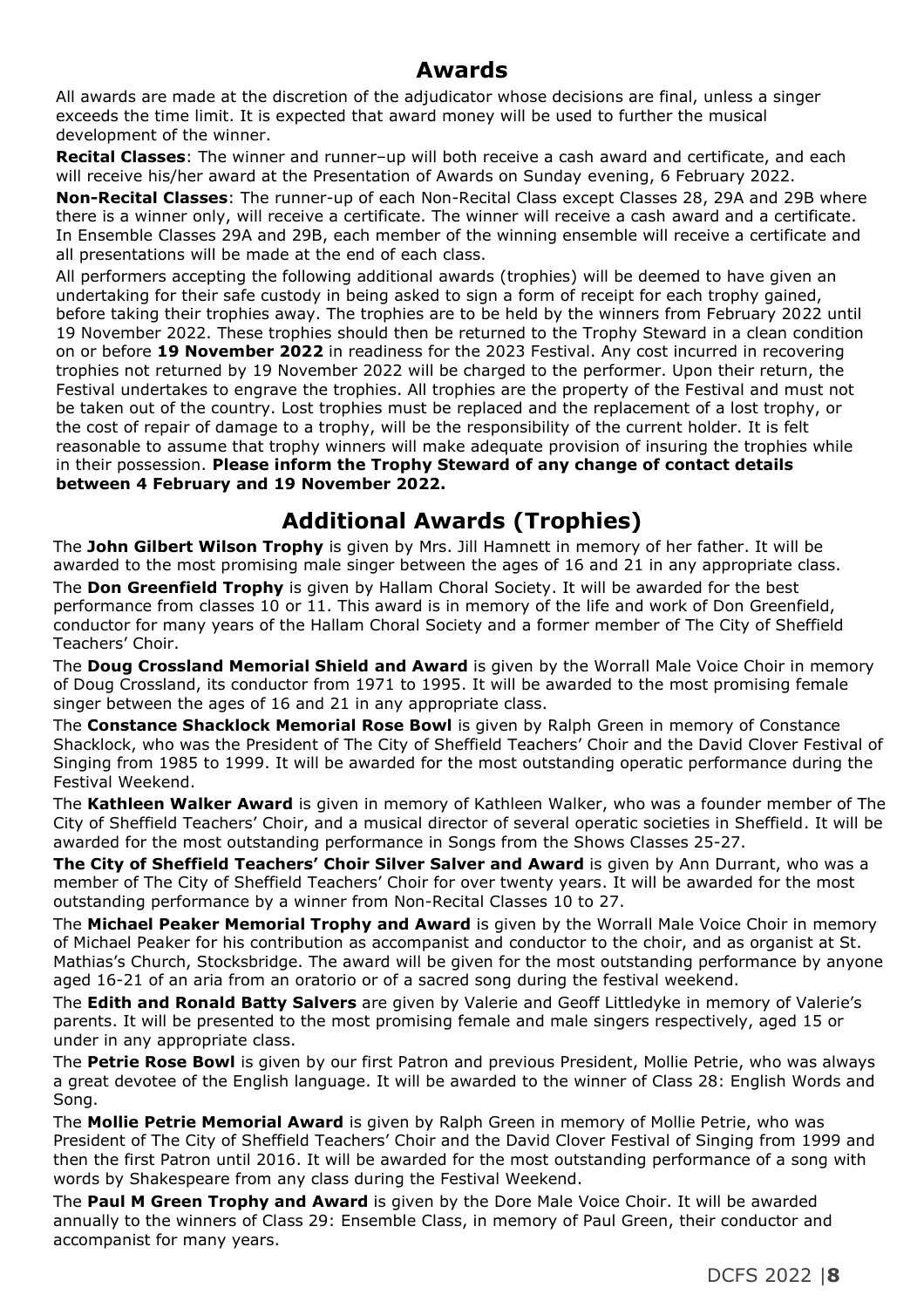## Awards

All awards are made at the discretion of the adjudicator whose decisions are final, unless a singer exceeds the time limit. It is expected that award money will be used to further the musical development of the winner.

**Recital Classes**: The winner and runner–up will both receive a cash award and certificate, and each will receive his/her award at the Presentation of Awards on Sunday evening, 6 February 2022.

**Non-Recital Classes**: The runner-up of each Non-Recital Class except Classes 28, 29A and 29B where there is a winner only, will receive a certificate. The winner will receive a cash award and a certificate. In Ensemble Classes 29A and 29B, each member of the winning ensemble will receive a certificate and all presentations will be made at the end of each class.

All performers accepting the following additional awards (trophies) will be deemed to have given an undertaking for their safe custody in being asked to sign a form of receipt for each trophy gained, before taking their trophies away. The trophies are to be held by the winners from February 2022 until 19 November 2022. These trophies should then be returned to the Trophy Steward in a clean condition on or before **19 November 2022** in readiness for the 2023 Festival. Any cost incurred in recovering trophies not returned by 19 November 2022 will be charged to the performer. Upon their return, the Festival undertakes to engrave the trophies. All trophies are the property of the Festival and must not be taken out of the country. Lost trophies must be replaced and the replacement of a lost trophy, or the cost of repair of damage to a trophy, will be the responsibility of the current holder. It is felt reasonable to assume that trophy winners will make adequate provision of insuring the trophies while in their possession. **Please inform the Trophy Steward of any change of contact details between 4 February and 19 November 2022.**

## Additional Awards (Trophies)

The **John Gilbert Wilson Trophy** is given by Mrs. Jill Hamnett in memory of her father. It will be awarded to the most promising male singer between the ages of 16 and 21 in any appropriate class.

The **Don Greenfield Trophy** is given by Hallam Choral Society. It will be awarded for the best performance from classes 10 or 11. This award is in memory of the life and work of Don Greenfield, conductor for many years of the Hallam Choral Society and a former member of The City of Sheffield Teachers' Choir.

The **Doug Crossland Memorial Shield and Award** is given by the Worrall Male Voice Choir in memory of Doug Crossland, its conductor from 1971 to 1995. It will be awarded to the most promising female singer between the ages of 16 and 21 in any appropriate class.

The **Constance Shacklock Memorial Rose Bowl** is given by Ralph Green in memory of Constance Shacklock, who was the President of The City of Sheffield Teachers' Choir and the David Clover Festival of Singing from 1985 to 1999. It will be awarded for the most outstanding operatic performance during the Festival Weekend.

The **Kathleen Walker Award** is given in memory of Kathleen Walker, who was a founder member of The City of Sheffield Teachers' Choir, and a musical director of several operatic societies in Sheffield. It will be awarded for the most outstanding performance in Songs from the Shows Classes 25-27.

**The City of Sheffield Teachers' Choir Silver Salver and Award** is given by Ann Durrant, who was a member of The City of Sheffield Teachers' Choir for over twenty years. It will be awarded for the most outstanding performance by a winner from Non-Recital Classes 10 to 27.

The **Michael Peaker Memorial Trophy and Award** is given by the Worrall Male Voice Choir in memory of Michael Peaker for his contribution as accompanist and conductor to the choir, and as organist at St. Mathias's Church, Stocksbridge. The award will be given for the most outstanding performance by anyone aged 16-21 of an aria from an oratorio or of a sacred song during the festival weekend.

The **Edith and Ronald Batty Salvers** are given by Valerie and Geoff Littledyke in memory of Valerie's parents. It will be presented to the most promising female and male singers respectively, aged 15 or under in any appropriate class.

The **Petrie Rose Bowl** is given by our first Patron and previous President, Mollie Petrie, who was always a great devotee of the English language. It will be awarded to the winner of Class 28: English Words and Song.

The **Mollie Petrie Memorial Award** is given by Ralph Green in memory of Mollie Petrie, who was President of The City of Sheffield Teachers' Choir and the David Clover Festival of Singing from 1999 and then the first Patron until 2016. It will be awarded for the most outstanding performance of a song with words by Shakespeare from any class during the Festival Weekend.

The **Paul M Green Trophy and Award** is given by the Dore Male Voice Choir. It will be awarded annually to the winners of Class 29: Ensemble Class, in memory of Paul Green, their conductor and accompanist for many years.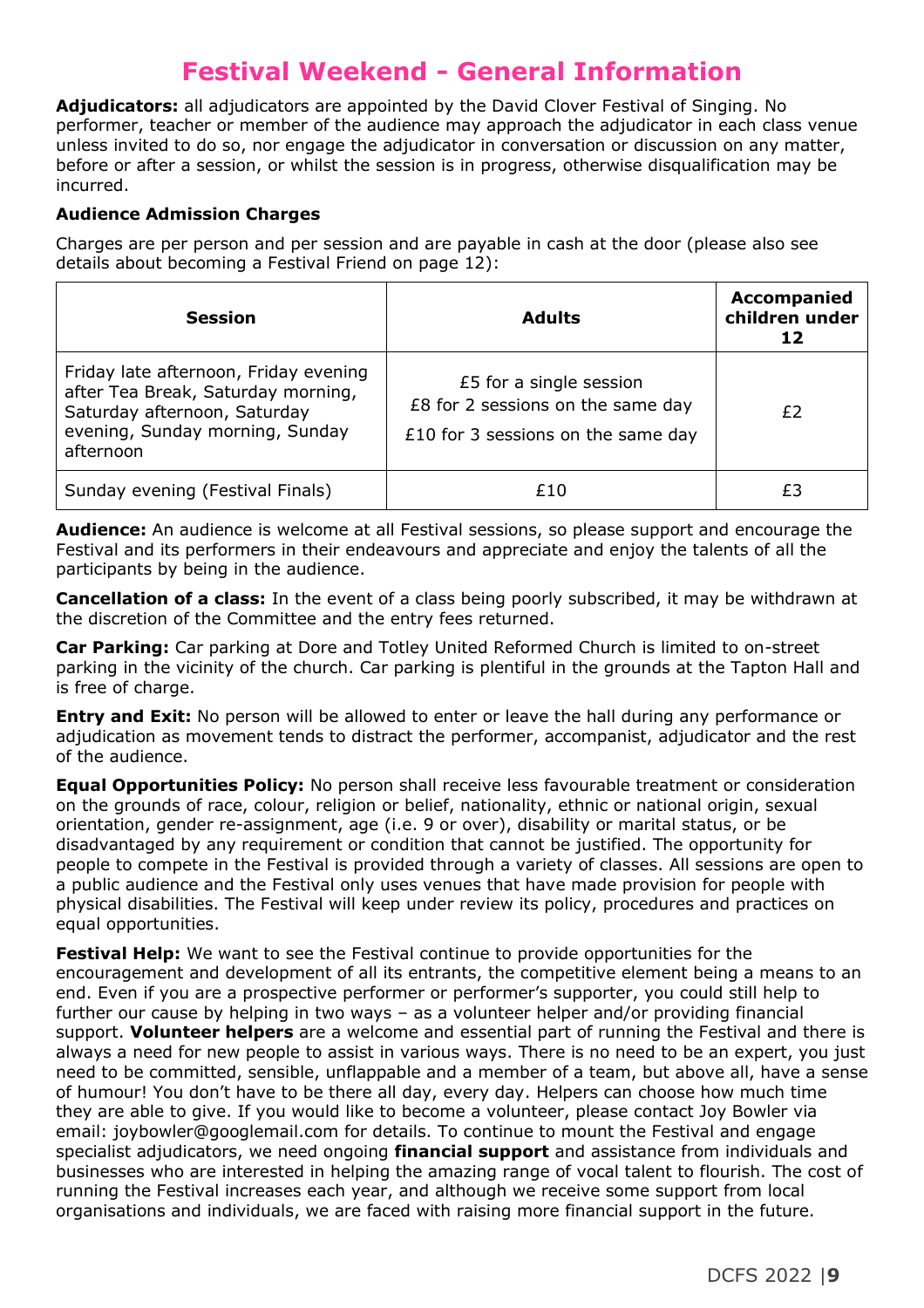# Festival Weekend - General Information

**Adjudicators:** all adjudicators are appointed by the David Clover Festival of Singing. No performer, teacher or member of the audience may approach the adjudicator in each class venue unless invited to do so, nor engage the adjudicator in conversation or discussion on any matter, before or after a session, or whilst the session is in progress, otherwise disqualification may be incurred.

**Audience Admission Charges**

Charges are per person and per session and are payable in cash at the door (please also see details about becoming a Festival Friend on page 12):

| Session | Adults | Accompanied children under 12 |
|---|---|---|
| Friday late afternoon, Friday evening after Tea Break, Saturday morning, Saturday afternoon, Saturday evening, Sunday morning, Sunday afternoon | £5 for a single session<br>£8 for 2 sessions on the same day<br>£10 for 3 sessions on the same day | £2 |
| Sunday evening (Festival Finals) | £10 | £3 |

**Audience:** An audience is welcome at all Festival sessions, so please support and encourage the Festival and its performers in their endeavours and appreciate and enjoy the talents of all the participants by being in the audience.

**Cancellation of a class:** In the event of a class being poorly subscribed, it may be withdrawn at the discretion of the Committee and the entry fees returned.

**Car Parking:** Car parking at Dore and Totley United Reformed Church is limited to on-street parking in the vicinity of the church. Car parking is plentiful in the grounds at the Tapton Hall and is free of charge.

**Entry and Exit:** No person will be allowed to enter or leave the hall during any performance or adjudication as movement tends to distract the performer, accompanist, adjudicator and the rest of the audience.

**Equal Opportunities Policy:** No person shall receive less favourable treatment or consideration on the grounds of race, colour, religion or belief, nationality, ethnic or national origin, sexual orientation, gender re-assignment, age (i.e. 9 or over), disability or marital status, or be disadvantaged by any requirement or condition that cannot be justified. The opportunity for people to compete in the Festival is provided through a variety of classes. All sessions are open to a public audience and the Festival only uses venues that have made provision for people with physical disabilities. The Festival will keep under review its policy, procedures and practices on equal opportunities.

**Festival Help:** We want to see the Festival continue to provide opportunities for the encouragement and development of all its entrants, the competitive element being a means to an end. Even if you are a prospective performer or performer's supporter, you could still help to further our cause by helping in two ways – as a volunteer helper and/or providing financial support. **Volunteer helpers** are a welcome and essential part of running the Festival and there is always a need for new people to assist in various ways. There is no need to be an expert, you just need to be committed, sensible, unflappable and a member of a team, but above all, have a sense of humour! You don't have to be there all day, every day. Helpers can choose how much time they are able to give. If you would like to become a volunteer, please contact Joy Bowler via email: joybowler@googlemail.com for details. To continue to mount the Festival and engage specialist adjudicators, we need ongoing **financial support** and assistance from individuals and businesses who are interested in helping the amazing range of vocal talent to flourish. The cost of running the Festival increases each year, and although we receive some support from local organisations and individuals, we are faced with raising more financial support in the future.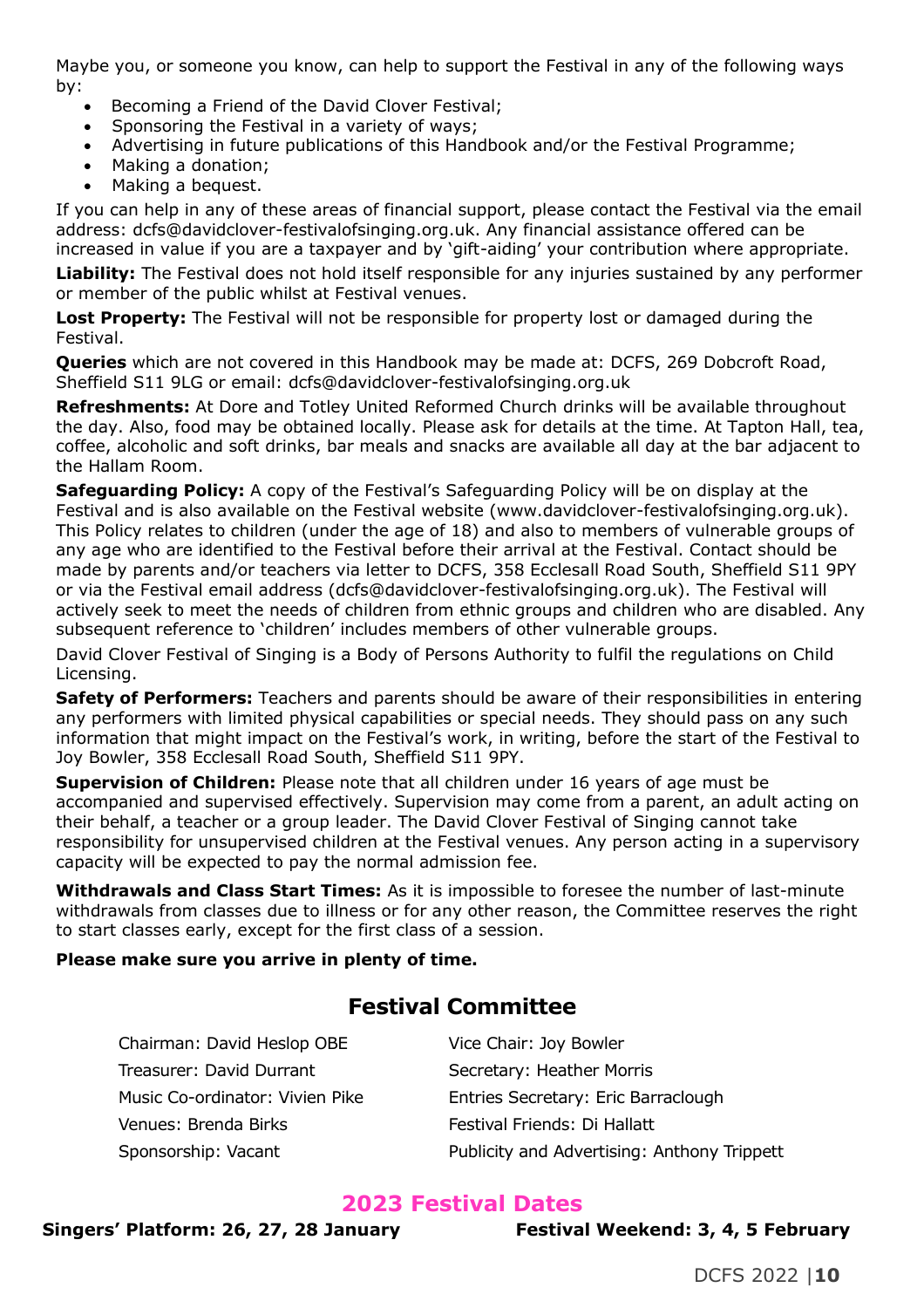Maybe you, or someone you know, can help to support the Festival in any of the following ways by:

- Becoming a Friend of the David Clover Festival;
- Sponsoring the Festival in a variety of ways;
- Advertising in future publications of this Handbook and/or the Festival Programme;
- Making a donation;
- Making a bequest.

If you can help in any of these areas of financial support, please contact the Festival via the email address: dcfs@davidclover-festivalofsinging.org.uk. Any financial assistance offered can be increased in value if you are a taxpayer and by 'gift-aiding' your contribution where appropriate.

**Liability:** The Festival does not hold itself responsible for any injuries sustained by any performer or member of the public whilst at Festival venues.

**Lost Property:** The Festival will not be responsible for property lost or damaged during the Festival.

**Queries** which are not covered in this Handbook may be made at: DCFS, 269 Dobcroft Road, Sheffield S11 9LG or email: dcfs@davidclover-festivalofsinging.org.uk

**Refreshments:** At Dore and Totley United Reformed Church drinks will be available throughout the day. Also, food may be obtained locally. Please ask for details at the time. At Tapton Hall, tea, coffee, alcoholic and soft drinks, bar meals and snacks are available all day at the bar adjacent to the Hallam Room.

**Safeguarding Policy:** A copy of the Festival's Safeguarding Policy will be on display at the Festival and is also available on the Festival website (www.davidclover-festivalofsinging.org.uk). This Policy relates to children (under the age of 18) and also to members of vulnerable groups of any age who are identified to the Festival before their arrival at the Festival. Contact should be made by parents and/or teachers via letter to DCFS, 358 Ecclesall Road South, Sheffield S11 9PY or via the Festival email address (dcfs@davidclover-festivalofsinging.org.uk). The Festival will actively seek to meet the needs of children from ethnic groups and children who are disabled. Any subsequent reference to 'children' includes members of other vulnerable groups.

David Clover Festival of Singing is a Body of Persons Authority to fulfil the regulations on Child Licensing.

**Safety of Performers:** Teachers and parents should be aware of their responsibilities in entering any performers with limited physical capabilities or special needs. They should pass on any such information that might impact on the Festival's work, in writing, before the start of the Festival to Joy Bowler, 358 Ecclesall Road South, Sheffield S11 9PY.

**Supervision of Children:** Please note that all children under 16 years of age must be accompanied and supervised effectively. Supervision may come from a parent, an adult acting on their behalf, a teacher or a group leader. The David Clover Festival of Singing cannot take responsibility for unsupervised children at the Festival venues. Any person acting in a supervisory capacity will be expected to pay the normal admission fee.

**Withdrawals and Class Start Times:** As it is impossible to foresee the number of last-minute withdrawals from classes due to illness or for any other reason, the Committee reserves the right to start classes early, except for the first class of a session.

**Please make sure you arrive in plenty of time.**

## Festival Committee

| | |
|---|---|
| Chairman: David Heslop OBE | Vice Chair: Joy Bowler |
| Treasurer: David Durrant | Secretary: Heather Morris |
| Music Co-ordinator: Vivien Pike | Entries Secretary: Eric Barraclough |
| Venues: Brenda Birks | Festival Friends: Di Hallatt |
| Sponsorship: Vacant | Publicity and Advertising: Anthony Trippett |

## 2023 Festival Dates

**Singers' Platform: 26, 27, 28 January** **Festival Weekend: 3, 4, 5 February**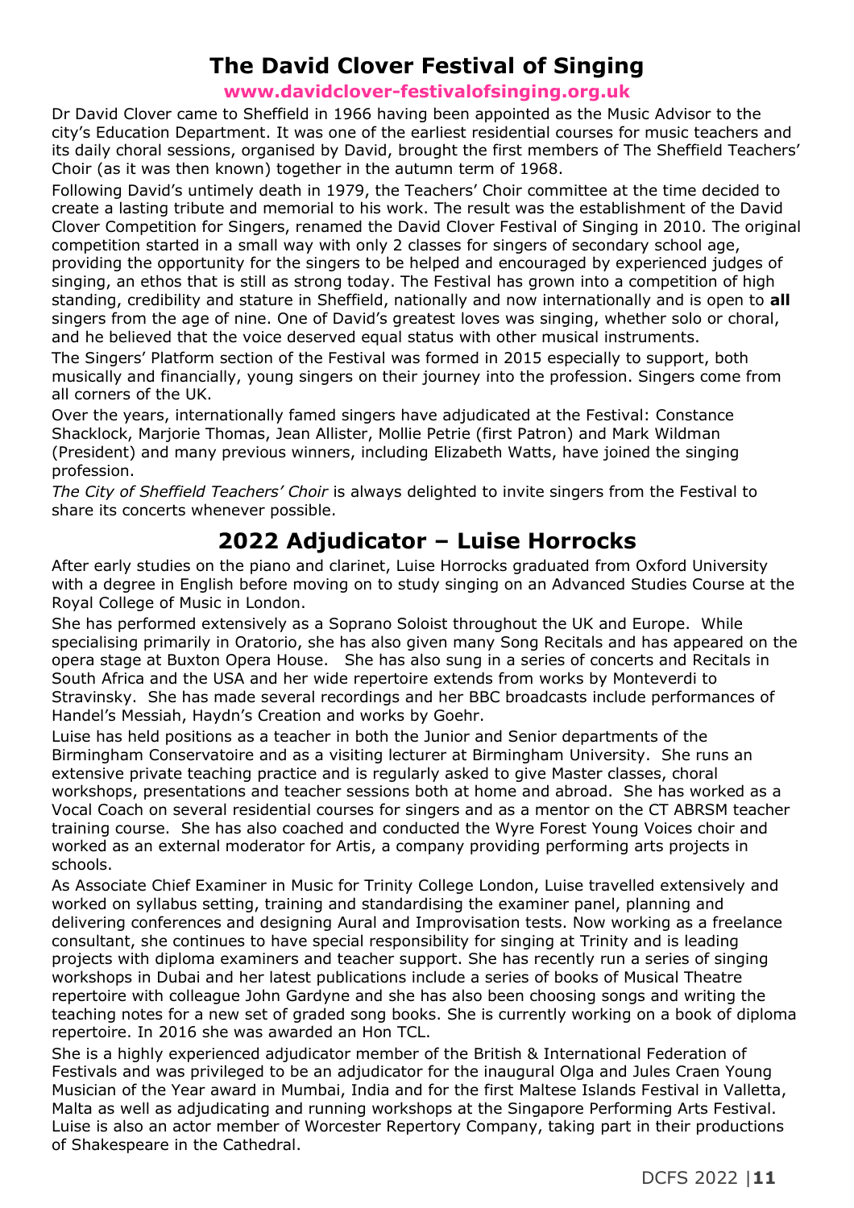# The David Clover Festival of Singing

**www.davidclover-festivalofsinging.org.uk**

Dr David Clover came to Sheffield in 1966 having been appointed as the Music Advisor to the city's Education Department. It was one of the earliest residential courses for music teachers and its daily choral sessions, organised by David, brought the first members of The Sheffield Teachers' Choir (as it was then known) together in the autumn term of 1968.

Following David's untimely death in 1979, the Teachers' Choir committee at the time decided to create a lasting tribute and memorial to his work. The result was the establishment of the David Clover Competition for Singers, renamed the David Clover Festival of Singing in 2010. The original competition started in a small way with only 2 classes for singers of secondary school age, providing the opportunity for the singers to be helped and encouraged by experienced judges of singing, an ethos that is still as strong today. The Festival has grown into a competition of high standing, credibility and stature in Sheffield, nationally and now internationally and is open to **all** singers from the age of nine. One of David's greatest loves was singing, whether solo or choral, and he believed that the voice deserved equal status with other musical instruments.

The Singers' Platform section of the Festival was formed in 2015 especially to support, both musically and financially, young singers on their journey into the profession. Singers come from all corners of the UK.

Over the years, internationally famed singers have adjudicated at the Festival: Constance Shacklock, Marjorie Thomas, Jean Allister, Mollie Petrie (first Patron) and Mark Wildman (President) and many previous winners, including Elizabeth Watts, have joined the singing profession.

*The City of Sheffield Teachers' Choir* is always delighted to invite singers from the Festival to share its concerts whenever possible.

# 2022 Adjudicator – Luise Horrocks

After early studies on the piano and clarinet, Luise Horrocks graduated from Oxford University with a degree in English before moving on to study singing on an Advanced Studies Course at the Royal College of Music in London.

She has performed extensively as a Soprano Soloist throughout the UK and Europe. While specialising primarily in Oratorio, she has also given many Song Recitals and has appeared on the opera stage at Buxton Opera House. She has also sung in a series of concerts and Recitals in South Africa and the USA and her wide repertoire extends from works by Monteverdi to Stravinsky. She has made several recordings and her BBC broadcasts include performances of Handel's Messiah, Haydn's Creation and works by Goehr.

Luise has held positions as a teacher in both the Junior and Senior departments of the Birmingham Conservatoire and as a visiting lecturer at Birmingham University. She runs an extensive private teaching practice and is regularly asked to give Master classes, choral workshops, presentations and teacher sessions both at home and abroad. She has worked as a Vocal Coach on several residential courses for singers and as a mentor on the CT ABRSM teacher training course. She has also coached and conducted the Wyre Forest Young Voices choir and worked as an external moderator for Artis, a company providing performing arts projects in schools.

As Associate Chief Examiner in Music for Trinity College London, Luise travelled extensively and worked on syllabus setting, training and standardising the examiner panel, planning and delivering conferences and designing Aural and Improvisation tests. Now working as a freelance consultant, she continues to have special responsibility for singing at Trinity and is leading projects with diploma examiners and teacher support. She has recently run a series of singing workshops in Dubai and her latest publications include a series of books of Musical Theatre repertoire with colleague John Gardyne and she has also been choosing songs and writing the teaching notes for a new set of graded song books. She is currently working on a book of diploma repertoire. In 2016 she was awarded an Hon TCL.

She is a highly experienced adjudicator member of the British & International Federation of Festivals and was privileged to be an adjudicator for the inaugural Olga and Jules Craen Young Musician of the Year award in Mumbai, India and for the first Maltese Islands Festival in Valletta, Malta as well as adjudicating and running workshops at the Singapore Performing Arts Festival. Luise is also an actor member of Worcester Repertory Company, taking part in their productions of Shakespeare in the Cathedral.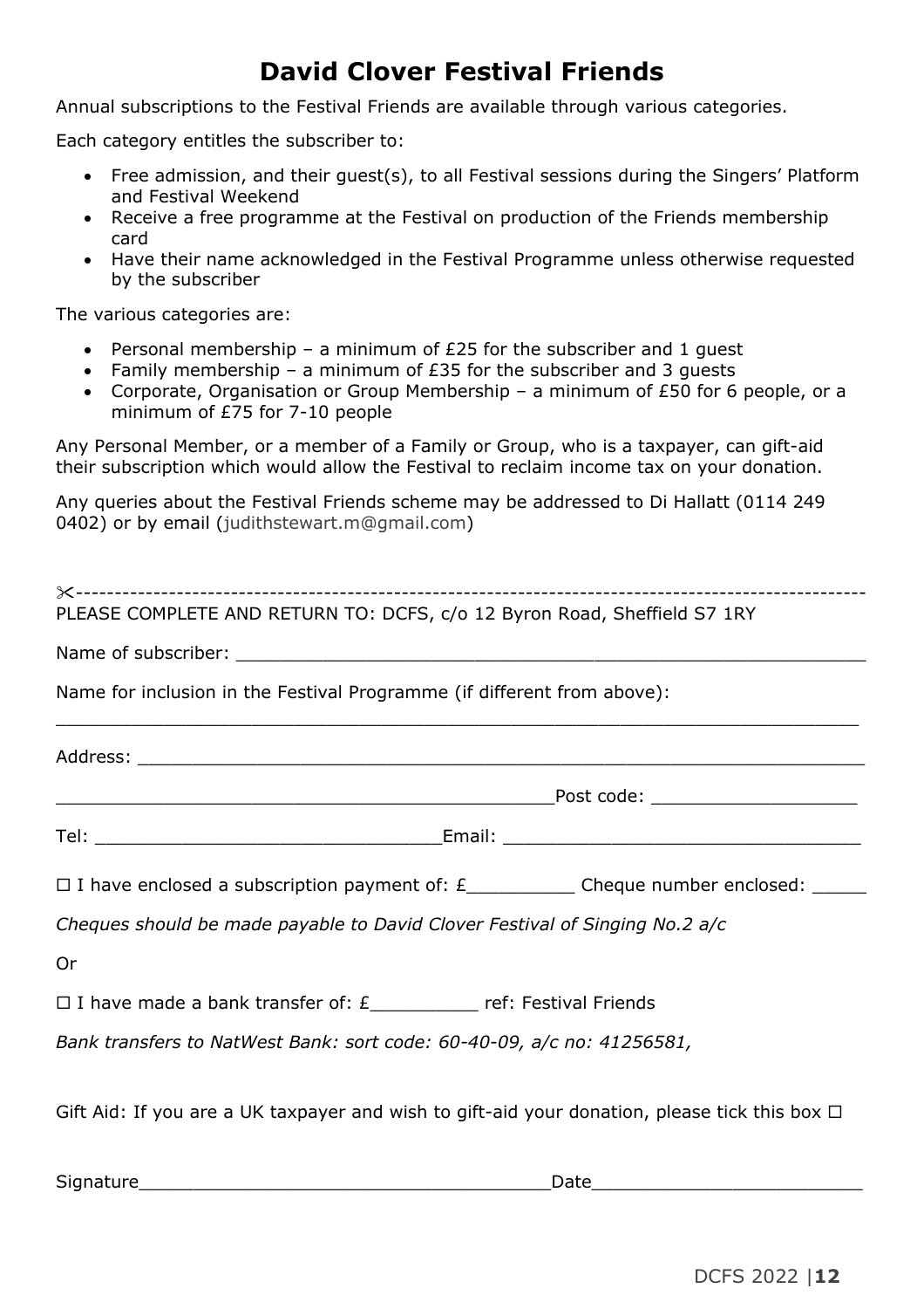# David Clover Festival Friends

Annual subscriptions to the Festival Friends are available through various categories.

Each category entitles the subscriber to:

- Free admission, and their guest(s), to all Festival sessions during the Singers' Platform and Festival Weekend
- Receive a free programme at the Festival on production of the Friends membership card
- Have their name acknowledged in the Festival Programme unless otherwise requested by the subscriber

The various categories are:

- Personal membership – a minimum of £25 for the subscriber and 1 guest
- Family membership – a minimum of £35 for the subscriber and 3 guests
- Corporate, Organisation or Group Membership – a minimum of £50 for 6 people, or a minimum of £75 for 7-10 people

Any Personal Member, or a member of a Family or Group, who is a taxpayer, can gift-aid their subscription which would allow the Festival to reclaim income tax on your donation.

Any queries about the Festival Friends scheme may be addressed to Di Hallatt (0114 249 0402) or by email (judithstewart.m@gmail.com)

✂-----------------------------------------------------------------------------------------------------

PLEASE COMPLETE AND RETURN TO: DCFS, c/o 12 Byron Road, Sheffield S7 1RY

Name of subscriber: ____________________________________________________________

Name for inclusion in the Festival Programme (if different from above):

_____________________________________________________________________________

Address: _______________________________________________________________________

_____________________________________________Post code: ___________________

Tel: ________________________________Email: _________________________________

☐ I have enclosed a subscription payment of: £__________ Cheque number enclosed: _____

*Cheques should be made payable to David Clover Festival of Singing No.2 a/c*

Or

☐ I have made a bank transfer of: £__________ ref: Festival Friends

*Bank transfers to NatWest Bank: sort code: 60-40-09, a/c no: 41256581,*

Gift Aid: If you are a UK taxpayer and wish to gift-aid your donation, please tick this box ☐

Signature_____________________________________Date________________________